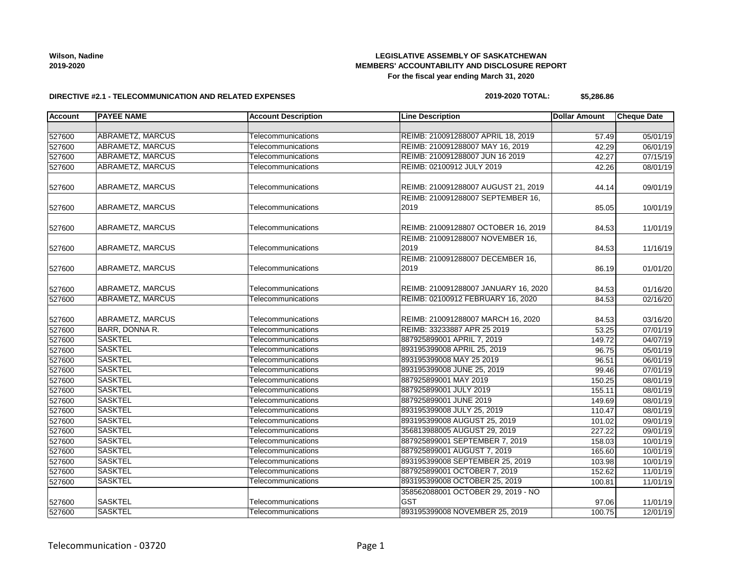Wilson, Nadine
2019-2020

**LEGISLATIVE ASSEMBLY OF SASKATCHEWAN**
**MEMBERS' ACCOUNTABILITY AND DISCLOSURE REPORT**
**For the fiscal year ending March 31, 2020**

**DIRECTIVE #2.1 - TELECOMMUNICATION AND RELATED EXPENSES**

**2019-2020 TOTAL: $5,286.86**

| Account | PAYEE NAME | Account Description | Line Description | Dollar Amount | Cheque Date |
|---|---|---|---|---|---|
| | | | | | |
| 527600 | ABRAMETZ, MARCUS | Telecommunications | REIMB: 210091288007 APRIL 18, 2019 | 57.49 | 05/01/19 |
| 527600 | ABRAMETZ, MARCUS | Telecommunications | REIMB: 210091288007 MAY 16, 2019 | 42.29 | 06/01/19 |
| 527600 | ABRAMETZ, MARCUS | Telecommunications | REIMB: 210091288007 JUN 16 2019 | 42.27 | 07/15/19 |
| 527600 | ABRAMETZ, MARCUS | Telecommunications | REIMB: 02100912 JULY 2019 | 42.26 | 08/01/19 |
| 527600 | ABRAMETZ, MARCUS | Telecommunications | REIMB: 210091288007 AUGUST 21, 2019 | 44.14 | 09/01/19 |
| 527600 | ABRAMETZ, MARCUS | Telecommunications | REIMB: 210091288007 SEPTEMBER 16, 2019 | 85.05 | 10/01/19 |
| 527600 | ABRAMETZ, MARCUS | Telecommunications | REIMB: 21009128807 OCTOBER 16, 2019 | 84.53 | 11/01/19 |
| 527600 | ABRAMETZ, MARCUS | Telecommunications | REIMB: 210091288007 NOVEMBER 16, 2019 | 84.53 | 11/16/19 |
| 527600 | ABRAMETZ, MARCUS | Telecommunications | REIMB: 210091288007 DECEMBER 16, 2019 | 86.19 | 01/01/20 |
| 527600 | ABRAMETZ, MARCUS | Telecommunications | REIMB: 210091288007 JANUARY 16, 2020 | 84.53 | 01/16/20 |
| 527600 | ABRAMETZ, MARCUS | Telecommunications | REIMB: 02100912 FEBRUARY 16, 2020 | 84.53 | 02/16/20 |
| 527600 | ABRAMETZ, MARCUS | Telecommunications | REIMB: 210091288007 MARCH 16, 2020 | 84.53 | 03/16/20 |
| 527600 | BARR, DONNA R. | Telecommunications | REIMB: 33233887 APR 25 2019 | 53.25 | 07/01/19 |
| 527600 | SASKTEL | Telecommunications | 887925899001 APRIL 7, 2019 | 149.72 | 04/07/19 |
| 527600 | SASKTEL | Telecommunications | 893195399008 APRIL 25, 2019 | 96.75 | 05/01/19 |
| 527600 | SASKTEL | Telecommunications | 893195399008 MAY 25 2019 | 96.51 | 06/01/19 |
| 527600 | SASKTEL | Telecommunications | 893195399008 JUNE 25, 2019 | 99.46 | 07/01/19 |
| 527600 | SASKTEL | Telecommunications | 887925899001 MAY 2019 | 150.25 | 08/01/19 |
| 527600 | SASKTEL | Telecommunications | 887925899001 JULY 2019 | 155.11 | 08/01/19 |
| 527600 | SASKTEL | Telecommunications | 887925899001 JUNE 2019 | 149.69 | 08/01/19 |
| 527600 | SASKTEL | Telecommunications | 893195399008 JULY 25, 2019 | 110.47 | 08/01/19 |
| 527600 | SASKTEL | Telecommunications | 893195399008 AUGUST 25, 2019 | 101.02 | 09/01/19 |
| 527600 | SASKTEL | Telecommunications | 356813988005 AUGUST 29, 2019 | 227.22 | 09/01/19 |
| 527600 | SASKTEL | Telecommunications | 887925899001 SEPTEMBER 7, 2019 | 158.03 | 10/01/19 |
| 527600 | SASKTEL | Telecommunications | 887925899001 AUGUST 7, 2019 | 165.60 | 10/01/19 |
| 527600 | SASKTEL | Telecommunications | 893195399008 SEPTEMBER 25, 2019 | 103.98 | 10/01/19 |
| 527600 | SASKTEL | Telecommunications | 887925899001 OCTOBER 7, 2019 | 152.62 | 11/01/19 |
| 527600 | SASKTEL | Telecommunications | 893195399008 OCTOBER 25, 2019 | 100.81 | 11/01/19 |
| 527600 | SASKTEL | Telecommunications | 358562088001 OCTOBER 29, 2019 - NO GST | 97.06 | 11/01/19 |
| 527600 | SASKTEL | Telecommunications | 893195399008 NOVEMBER 25, 2019 | 100.75 | 12/01/19 |

Telecommunication - 03720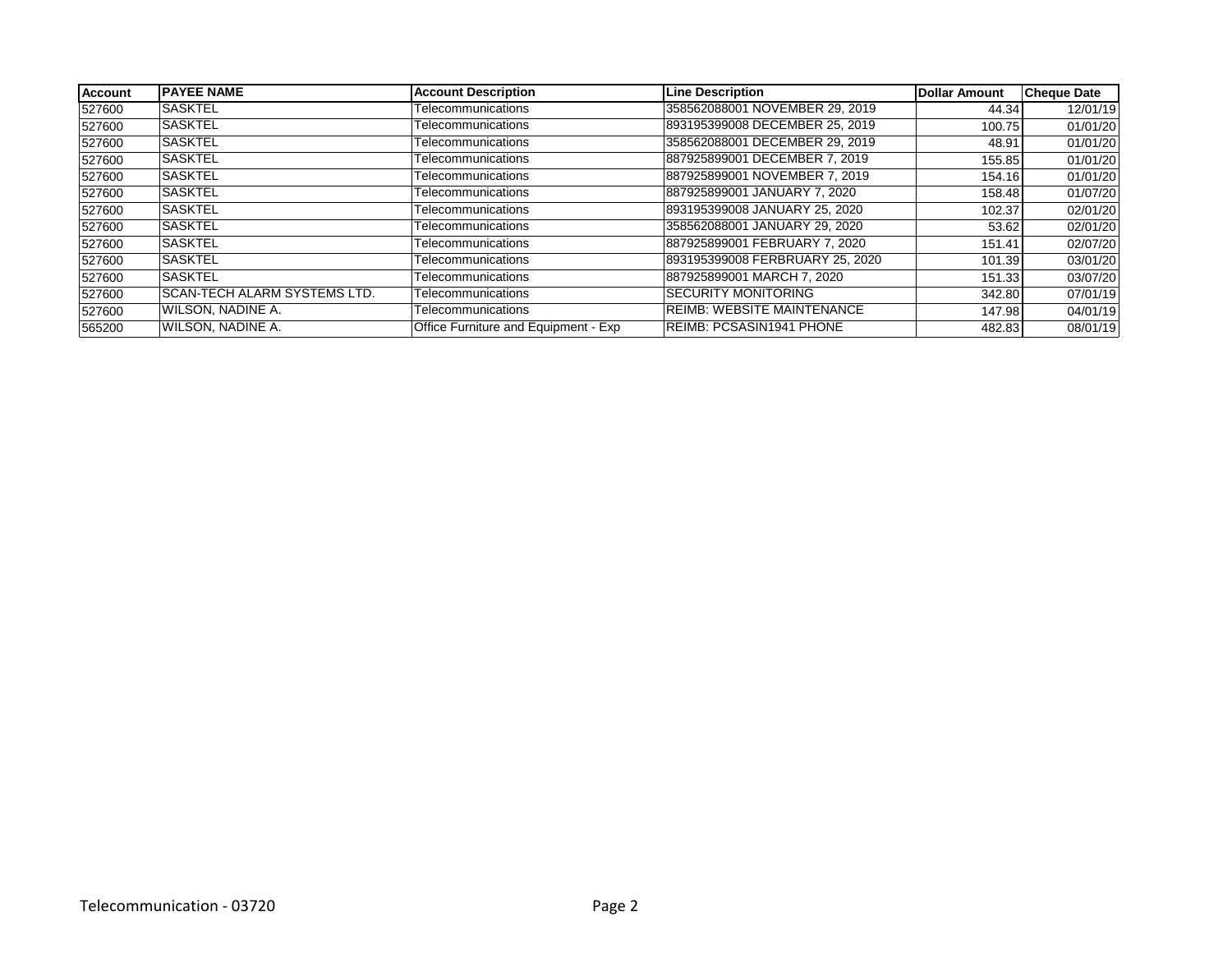| Account | PAYEE NAME | Account Description | Line Description | Dollar Amount | Cheque Date |
|---|---|---|---|---|---|
| 527600 | SASKTEL | Telecommunications | 358562088001 NOVEMBER 29, 2019 | 44.34 | 12/01/19 |
| 527600 | SASKTEL | Telecommunications | 893195399008 DECEMBER 25, 2019 | 100.75 | 01/01/20 |
| 527600 | SASKTEL | Telecommunications | 358562088001 DECEMBER 29, 2019 | 48.91 | 01/01/20 |
| 527600 | SASKTEL | Telecommunications | 887925899001 DECEMBER 7, 2019 | 155.85 | 01/01/20 |
| 527600 | SASKTEL | Telecommunications | 887925899001 NOVEMBER 7, 2019 | 154.16 | 01/01/20 |
| 527600 | SASKTEL | Telecommunications | 887925899001 JANUARY 7, 2020 | 158.48 | 01/07/20 |
| 527600 | SASKTEL | Telecommunications | 893195399008 JANUARY 25, 2020 | 102.37 | 02/01/20 |
| 527600 | SASKTEL | Telecommunications | 358562088001 JANUARY 29, 2020 | 53.62 | 02/01/20 |
| 527600 | SASKTEL | Telecommunications | 887925899001 FEBRUARY 7, 2020 | 151.41 | 02/07/20 |
| 527600 | SASKTEL | Telecommunications | 893195399008 FERBRUARY 25, 2020 | 101.39 | 03/01/20 |
| 527600 | SASKTEL | Telecommunications | 887925899001 MARCH 7, 2020 | 151.33 | 03/07/20 |
| 527600 | SCAN-TECH ALARM SYSTEMS LTD. | Telecommunications | SECURITY MONITORING | 342.80 | 07/01/19 |
| 527600 | WILSON, NADINE A. | Telecommunications | REIMB: WEBSITE MAINTENANCE | 147.98 | 04/01/19 |
| 565200 | WILSON, NADINE A. | Office Furniture and Equipment - Exp | REIMB: PCSASIN1941 PHONE | 482.83 | 08/01/19 |

Telecommunication - 03720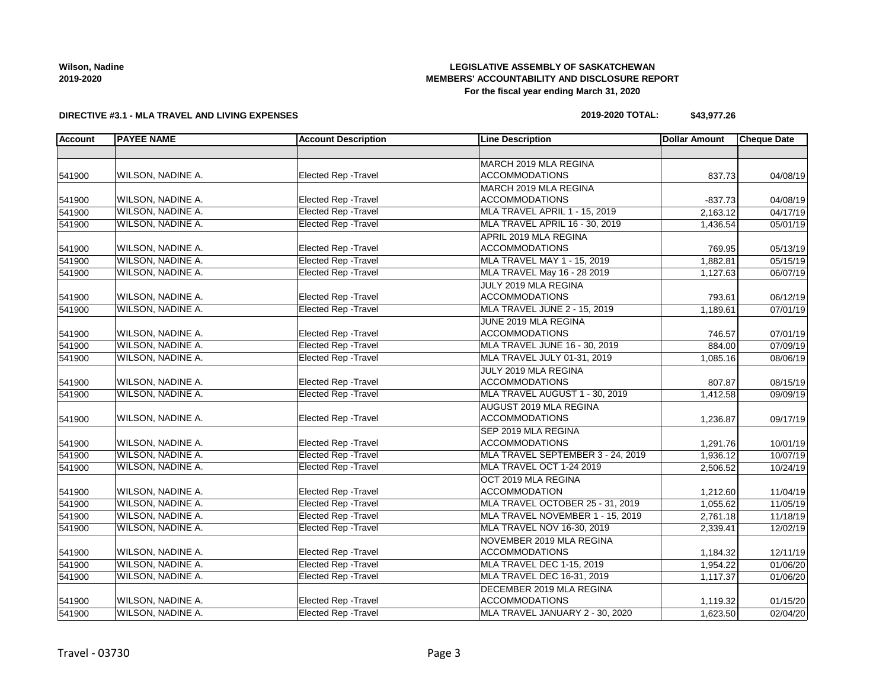**Wilson, Nadine**
**2019-2020**

**LEGISLATIVE ASSEMBLY OF SASKATCHEWAN**
**MEMBERS' ACCOUNTABILITY AND DISCLOSURE REPORT**
**For the fiscal year ending March 31, 2020**

**DIRECTIVE #3.1 - MLA TRAVEL AND LIVING EXPENSES**

**2019-2020 TOTAL: $43,977.26**

| Account | PAYEE NAME | Account Description | Line Description | Dollar Amount | Cheque Date |
|---|---|---|---|---|---|
| | | | | | |
| 541900 | WILSON, NADINE A. | Elected Rep -Travel | MARCH 2019 MLA REGINA ACCOMMODATIONS | 837.73 | 04/08/19 |
| 541900 | WILSON, NADINE A. | Elected Rep -Travel | MARCH 2019 MLA REGINA ACCOMMODATIONS | -837.73 | 04/08/19 |
| 541900 | WILSON, NADINE A. | Elected Rep -Travel | MLA TRAVEL APRIL 1 - 15, 2019 | 2,163.12 | 04/17/19 |
| 541900 | WILSON, NADINE A. | Elected Rep -Travel | MLA TRAVEL APRIL 16 - 30, 2019 | 1,436.54 | 05/01/19 |
| 541900 | WILSON, NADINE A. | Elected Rep -Travel | APRIL 2019 MLA REGINA ACCOMMODATIONS | 769.95 | 05/13/19 |
| 541900 | WILSON, NADINE A. | Elected Rep -Travel | MLA TRAVEL MAY 1 - 15, 2019 | 1,882.81 | 05/15/19 |
| 541900 | WILSON, NADINE A. | Elected Rep -Travel | MLA TRAVEL May 16 - 28 2019 | 1,127.63 | 06/07/19 |
| 541900 | WILSON, NADINE A. | Elected Rep -Travel | JULY 2019 MLA REGINA ACCOMMODATIONS | 793.61 | 06/12/19 |
| 541900 | WILSON, NADINE A. | Elected Rep -Travel | MLA TRAVEL JUNE 2 - 15, 2019 | 1,189.61 | 07/01/19 |
| 541900 | WILSON, NADINE A. | Elected Rep -Travel | JUNE 2019 MLA REGINA ACCOMMODATIONS | 746.57 | 07/01/19 |
| 541900 | WILSON, NADINE A. | Elected Rep -Travel | MLA TRAVEL JUNE 16 - 30, 2019 | 884.00 | 07/09/19 |
| 541900 | WILSON, NADINE A. | Elected Rep -Travel | MLA TRAVEL JULY 01-31, 2019 | 1,085.16 | 08/06/19 |
| 541900 | WILSON, NADINE A. | Elected Rep -Travel | JULY 2019 MLA REGINA ACCOMMODATIONS | 807.87 | 08/15/19 |
| 541900 | WILSON, NADINE A. | Elected Rep -Travel | MLA TRAVEL AUGUST 1 - 30, 2019 | 1,412.58 | 09/09/19 |
| 541900 | WILSON, NADINE A. | Elected Rep -Travel | AUGUST 2019 MLA REGINA ACCOMMODATIONS | 1,236.87 | 09/17/19 |
| 541900 | WILSON, NADINE A. | Elected Rep -Travel | SEP 2019 MLA REGINA ACCOMMODATIONS | 1,291.76 | 10/01/19 |
| 541900 | WILSON, NADINE A. | Elected Rep -Travel | MLA TRAVEL SEPTEMBER 3 - 24, 2019 | 1,936.12 | 10/07/19 |
| 541900 | WILSON, NADINE A. | Elected Rep -Travel | MLA TRAVEL OCT 1-24 2019 | 2,506.52 | 10/24/19 |
| 541900 | WILSON, NADINE A. | Elected Rep -Travel | OCT 2019 MLA REGINA ACCOMMODATION | 1,212.60 | 11/04/19 |
| 541900 | WILSON, NADINE A. | Elected Rep -Travel | MLA TRAVEL OCTOBER 25 - 31, 2019 | 1,055.62 | 11/05/19 |
| 541900 | WILSON, NADINE A. | Elected Rep -Travel | MLA TRAVEL NOVEMBER 1 - 15, 2019 | 2,761.18 | 11/18/19 |
| 541900 | WILSON, NADINE A. | Elected Rep -Travel | MLA TRAVEL NOV 16-30, 2019 | 2,339.41 | 12/02/19 |
| 541900 | WILSON, NADINE A. | Elected Rep -Travel | NOVEMBER 2019 MLA REGINA ACCOMMODATIONS | 1,184.32 | 12/11/19 |
| 541900 | WILSON, NADINE A. | Elected Rep -Travel | MLA TRAVEL DEC 1-15, 2019 | 1,954.22 | 01/06/20 |
| 541900 | WILSON, NADINE A. | Elected Rep -Travel | MLA TRAVEL DEC 16-31, 2019 | 1,117.37 | 01/06/20 |
| 541900 | WILSON, NADINE A. | Elected Rep -Travel | DECEMBER 2019 MLA REGINA ACCOMMODATIONS | 1,119.32 | 01/15/20 |
| 541900 | WILSON, NADINE A. | Elected Rep -Travel | MLA TRAVEL JANUARY 2 - 30, 2020 | 1,623.50 | 02/04/20 |

Travel - 03730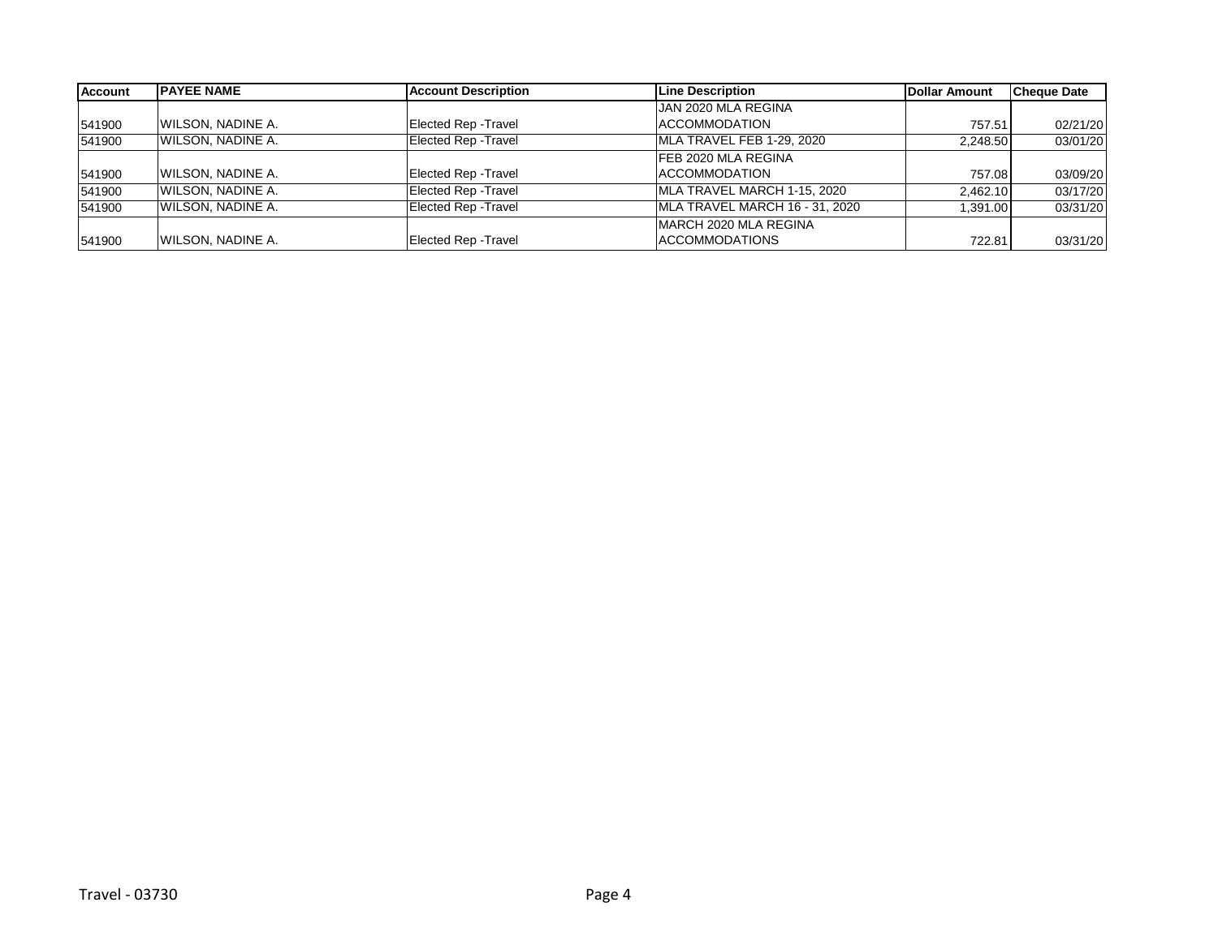| Account | PAYEE NAME | Account Description | Line Description | Dollar Amount | Cheque Date |
|---|---|---|---|---|---|
| 541900 | WILSON, NADINE A. | Elected Rep -Travel | JAN 2020 MLA REGINA ACCOMMODATION | 757.51 | 02/21/20 |
| 541900 | WILSON, NADINE A. | Elected Rep -Travel | MLA TRAVEL FEB 1-29, 2020 | 2,248.50 | 03/01/20 |
| 541900 | WILSON, NADINE A. | Elected Rep -Travel | FEB 2020 MLA REGINA ACCOMMODATION | 757.08 | 03/09/20 |
| 541900 | WILSON, NADINE A. | Elected Rep -Travel | MLA TRAVEL MARCH 1-15, 2020 | 2,462.10 | 03/17/20 |
| 541900 | WILSON, NADINE A. | Elected Rep -Travel | MLA TRAVEL MARCH 16 - 31, 2020 | 1,391.00 | 03/31/20 |
| 541900 | WILSON, NADINE A. | Elected Rep -Travel | MARCH 2020 MLA REGINA ACCOMMODATIONS | 722.81 | 03/31/20 |

Travel - 03730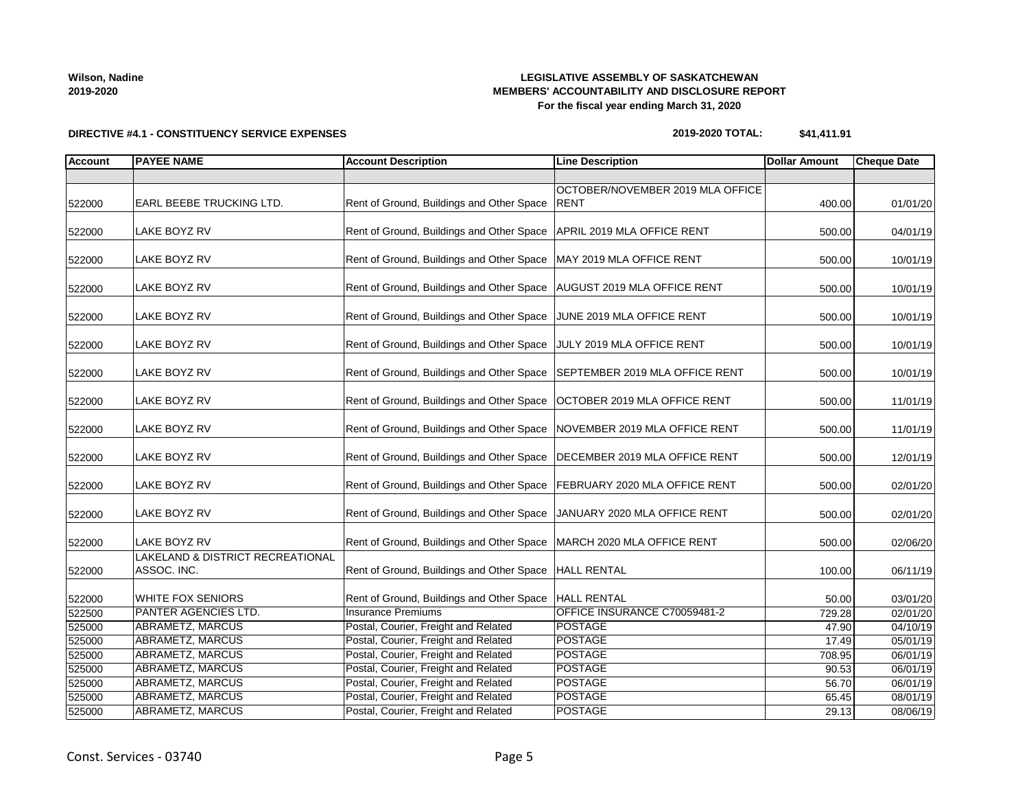**Wilson, Nadine**
**2019-2020**

**LEGISLATIVE ASSEMBLY OF SASKATCHEWAN**
**MEMBERS' ACCOUNTABILITY AND DISCLOSURE REPORT**
**For the fiscal year ending March 31, 2020**

**DIRECTIVE #4.1 - CONSTITUENCY SERVICE EXPENSES**

**2019-2020 TOTAL: $41,411.91**

| Account | PAYEE NAME | Account Description | Line Description | Dollar Amount | Cheque Date |
|---|---|---|---|---|---|
| | | | | | |
| 522000 | EARL BEEBE TRUCKING LTD. | Rent of Ground, Buildings and Other Space | OCTOBER/NOVEMBER 2019 MLA OFFICE RENT | 400.00 | 01/01/20 |
| 522000 | LAKE BOYZ RV | Rent of Ground, Buildings and Other Space | APRIL 2019 MLA OFFICE RENT | 500.00 | 04/01/19 |
| 522000 | LAKE BOYZ RV | Rent of Ground, Buildings and Other Space | MAY 2019 MLA OFFICE RENT | 500.00 | 10/01/19 |
| 522000 | LAKE BOYZ RV | Rent of Ground, Buildings and Other Space | AUGUST 2019 MLA OFFICE RENT | 500.00 | 10/01/19 |
| 522000 | LAKE BOYZ RV | Rent of Ground, Buildings and Other Space | JUNE 2019 MLA OFFICE RENT | 500.00 | 10/01/19 |
| 522000 | LAKE BOYZ RV | Rent of Ground, Buildings and Other Space | JULY 2019 MLA OFFICE RENT | 500.00 | 10/01/19 |
| 522000 | LAKE BOYZ RV | Rent of Ground, Buildings and Other Space | SEPTEMBER 2019 MLA OFFICE RENT | 500.00 | 10/01/19 |
| 522000 | LAKE BOYZ RV | Rent of Ground, Buildings and Other Space | OCTOBER 2019 MLA OFFICE RENT | 500.00 | 11/01/19 |
| 522000 | LAKE BOYZ RV | Rent of Ground, Buildings and Other Space | NOVEMBER 2019 MLA OFFICE RENT | 500.00 | 11/01/19 |
| 522000 | LAKE BOYZ RV | Rent of Ground, Buildings and Other Space | DECEMBER 2019 MLA OFFICE RENT | 500.00 | 12/01/19 |
| 522000 | LAKE BOYZ RV | Rent of Ground, Buildings and Other Space | FEBRUARY 2020 MLA OFFICE RENT | 500.00 | 02/01/20 |
| 522000 | LAKE BOYZ RV | Rent of Ground, Buildings and Other Space | JANUARY 2020 MLA OFFICE RENT | 500.00 | 02/01/20 |
| 522000 | LAKE BOYZ RV | Rent of Ground, Buildings and Other Space | MARCH 2020 MLA OFFICE RENT | 500.00 | 02/06/20 |
| 522000 | LAKELAND & DISTRICT RECREATIONAL ASSOC. INC. | Rent of Ground, Buildings and Other Space | HALL RENTAL | 100.00 | 06/11/19 |
| 522000 | WHITE FOX SENIORS | Rent of Ground, Buildings and Other Space | HALL RENTAL | 50.00 | 03/01/20 |
| 522500 | PANTER AGENCIES LTD. | Insurance Premiums | OFFICE INSURANCE C70059481-2 | 729.28 | 02/01/20 |
| 525000 | ABRAMETZ, MARCUS | Postal, Courier, Freight and Related | POSTAGE | 47.90 | 04/10/19 |
| 525000 | ABRAMETZ, MARCUS | Postal, Courier, Freight and Related | POSTAGE | 17.49 | 05/01/19 |
| 525000 | ABRAMETZ, MARCUS | Postal, Courier, Freight and Related | POSTAGE | 708.95 | 06/01/19 |
| 525000 | ABRAMETZ, MARCUS | Postal, Courier, Freight and Related | POSTAGE | 90.53 | 06/01/19 |
| 525000 | ABRAMETZ, MARCUS | Postal, Courier, Freight and Related | POSTAGE | 56.70 | 06/01/19 |
| 525000 | ABRAMETZ, MARCUS | Postal, Courier, Freight and Related | POSTAGE | 65.45 | 08/01/19 |
| 525000 | ABRAMETZ, MARCUS | Postal, Courier, Freight and Related | POSTAGE | 29.13 | 08/06/19 |

Const. Services - 03740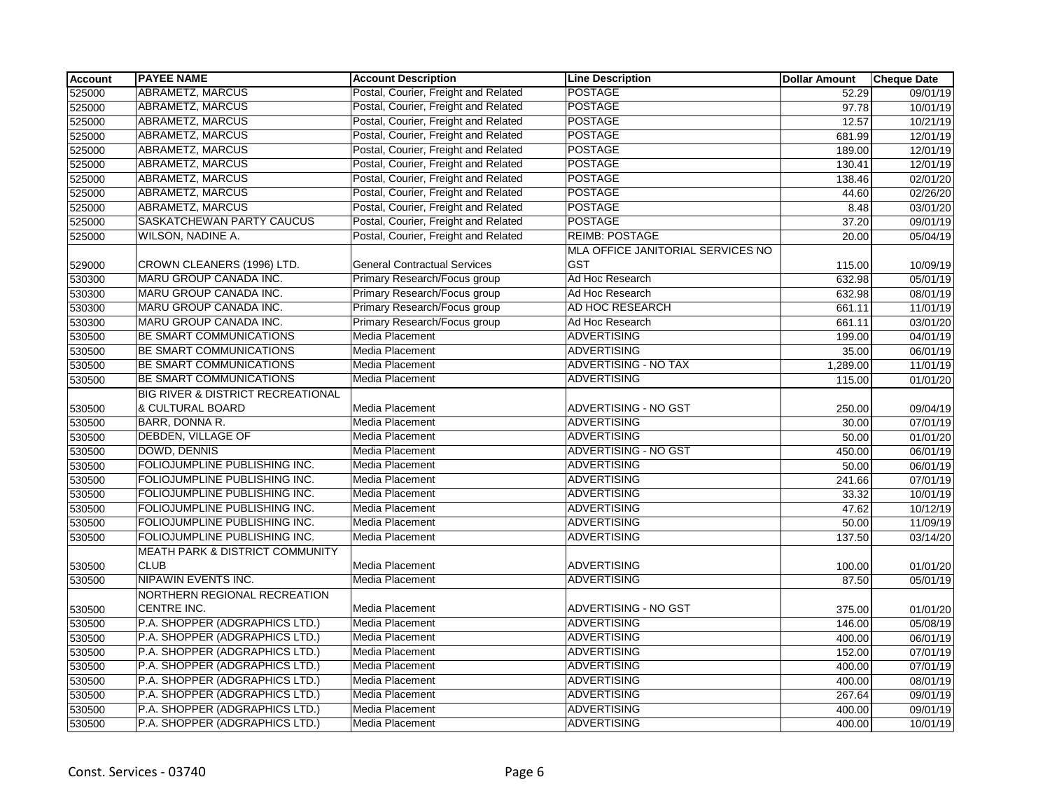| Account | PAYEE NAME | Account Description | Line Description | Dollar Amount | Cheque Date |
|---|---|---|---|---|---|
| 525000 | ABRAMETZ, MARCUS | Postal, Courier, Freight and Related | POSTAGE | 52.29 | 09/01/19 |
| 525000 | ABRAMETZ, MARCUS | Postal, Courier, Freight and Related | POSTAGE | 97.78 | 10/01/19 |
| 525000 | ABRAMETZ, MARCUS | Postal, Courier, Freight and Related | POSTAGE | 12.57 | 10/21/19 |
| 525000 | ABRAMETZ, MARCUS | Postal, Courier, Freight and Related | POSTAGE | 681.99 | 12/01/19 |
| 525000 | ABRAMETZ, MARCUS | Postal, Courier, Freight and Related | POSTAGE | 189.00 | 12/01/19 |
| 525000 | ABRAMETZ, MARCUS | Postal, Courier, Freight and Related | POSTAGE | 130.41 | 12/01/19 |
| 525000 | ABRAMETZ, MARCUS | Postal, Courier, Freight and Related | POSTAGE | 138.46 | 02/01/20 |
| 525000 | ABRAMETZ, MARCUS | Postal, Courier, Freight and Related | POSTAGE | 44.60 | 02/26/20 |
| 525000 | ABRAMETZ, MARCUS | Postal, Courier, Freight and Related | POSTAGE | 8.48 | 03/01/20 |
| 525000 | SASKATCHEWAN PARTY CAUCUS | Postal, Courier, Freight and Related | POSTAGE | 37.20 | 09/01/19 |
| 525000 | WILSON, NADINE A. | Postal, Courier, Freight and Related | REIMB: POSTAGE | 20.00 | 05/04/19 |
| 529000 | CROWN CLEANERS (1996) LTD. | General Contractual Services | MLA OFFICE JANITORIAL SERVICES NO GST | 115.00 | 10/09/19 |
| 530300 | MARU GROUP CANADA INC. | Primary Research/Focus group | Ad Hoc Research | 632.98 | 05/01/19 |
| 530300 | MARU GROUP CANADA INC. | Primary Research/Focus group | Ad Hoc Research | 632.98 | 08/01/19 |
| 530300 | MARU GROUP CANADA INC. | Primary Research/Focus group | AD HOC RESEARCH | 661.11 | 11/01/19 |
| 530300 | MARU GROUP CANADA INC. | Primary Research/Focus group | Ad Hoc Research | 661.11 | 03/01/20 |
| 530500 | BE SMART COMMUNICATIONS | Media Placement | ADVERTISING | 199.00 | 04/01/19 |
| 530500 | BE SMART COMMUNICATIONS | Media Placement | ADVERTISING | 35.00 | 06/01/19 |
| 530500 | BE SMART COMMUNICATIONS | Media Placement | ADVERTISING - NO TAX | 1,289.00 | 11/01/19 |
| 530500 | BE SMART COMMUNICATIONS | Media Placement | ADVERTISING | 115.00 | 01/01/20 |
| 530500 | BIG RIVER & DISTRICT RECREATIONAL & CULTURAL BOARD | Media Placement | ADVERTISING - NO GST | 250.00 | 09/04/19 |
| 530500 | BARR, DONNA R. | Media Placement | ADVERTISING | 30.00 | 07/01/19 |
| 530500 | DEBDEN, VILLAGE OF | Media Placement | ADVERTISING | 50.00 | 01/01/20 |
| 530500 | DOWD, DENNIS | Media Placement | ADVERTISING - NO GST | 450.00 | 06/01/19 |
| 530500 | FOLIOJUMPLINE PUBLISHING INC. | Media Placement | ADVERTISING | 50.00 | 06/01/19 |
| 530500 | FOLIOJUMPLINE PUBLISHING INC. | Media Placement | ADVERTISING | 241.66 | 07/01/19 |
| 530500 | FOLIOJUMPLINE PUBLISHING INC. | Media Placement | ADVERTISING | 33.32 | 10/01/19 |
| 530500 | FOLIOJUMPLINE PUBLISHING INC. | Media Placement | ADVERTISING | 47.62 | 10/12/19 |
| 530500 | FOLIOJUMPLINE PUBLISHING INC. | Media Placement | ADVERTISING | 50.00 | 11/09/19 |
| 530500 | FOLIOJUMPLINE PUBLISHING INC. | Media Placement | ADVERTISING | 137.50 | 03/14/20 |
| 530500 | MEATH PARK & DISTRICT COMMUNITY CLUB | Media Placement | ADVERTISING | 100.00 | 01/01/20 |
| 530500 | NIPAWIN EVENTS INC. | Media Placement | ADVERTISING | 87.50 | 05/01/19 |
| 530500 | NORTHERN REGIONAL RECREATION CENTRE INC. | Media Placement | ADVERTISING - NO GST | 375.00 | 01/01/20 |
| 530500 | P.A. SHOPPER (ADGRAPHICS LTD.) | Media Placement | ADVERTISING | 146.00 | 05/08/19 |
| 530500 | P.A. SHOPPER (ADGRAPHICS LTD.) | Media Placement | ADVERTISING | 400.00 | 06/01/19 |
| 530500 | P.A. SHOPPER (ADGRAPHICS LTD.) | Media Placement | ADVERTISING | 152.00 | 07/01/19 |
| 530500 | P.A. SHOPPER (ADGRAPHICS LTD.) | Media Placement | ADVERTISING | 400.00 | 07/01/19 |
| 530500 | P.A. SHOPPER (ADGRAPHICS LTD.) | Media Placement | ADVERTISING | 400.00 | 08/01/19 |
| 530500 | P.A. SHOPPER (ADGRAPHICS LTD.) | Media Placement | ADVERTISING | 267.64 | 09/01/19 |
| 530500 | P.A. SHOPPER (ADGRAPHICS LTD.) | Media Placement | ADVERTISING | 400.00 | 09/01/19 |
| 530500 | P.A. SHOPPER (ADGRAPHICS LTD.) | Media Placement | ADVERTISING | 400.00 | 10/01/19 |

Const. Services - 03740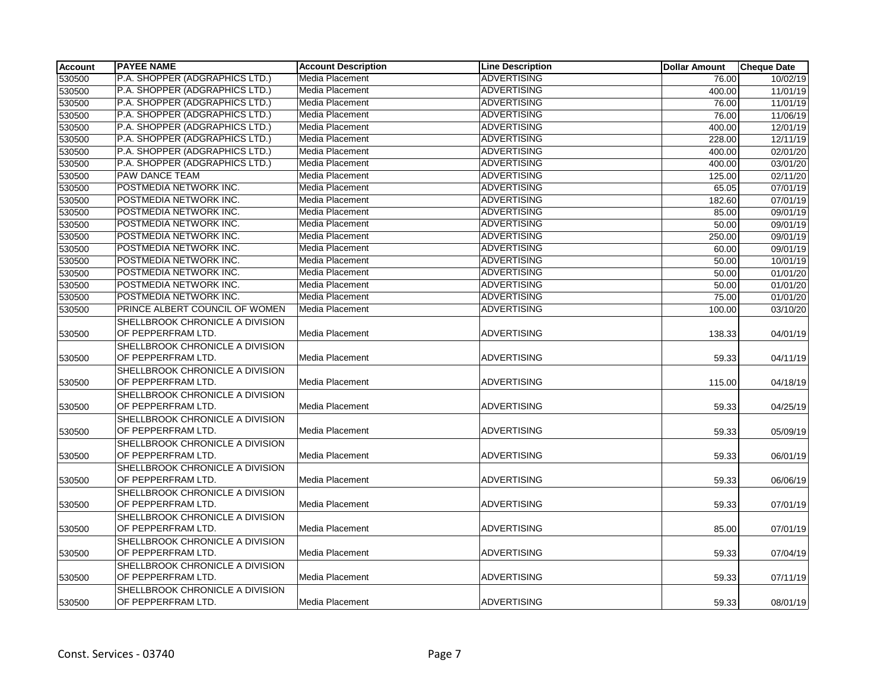| Account | PAYEE NAME | Account Description | Line Description | Dollar Amount | Cheque Date |
|---|---|---|---|---|---|
| 530500 | P.A. SHOPPER (ADGRAPHICS LTD.) | Media Placement | ADVERTISING | 76.00 | 10/02/19 |
| 530500 | P.A. SHOPPER (ADGRAPHICS LTD.) | Media Placement | ADVERTISING | 400.00 | 11/01/19 |
| 530500 | P.A. SHOPPER (ADGRAPHICS LTD.) | Media Placement | ADVERTISING | 76.00 | 11/01/19 |
| 530500 | P.A. SHOPPER (ADGRAPHICS LTD.) | Media Placement | ADVERTISING | 76.00 | 11/06/19 |
| 530500 | P.A. SHOPPER (ADGRAPHICS LTD.) | Media Placement | ADVERTISING | 400.00 | 12/01/19 |
| 530500 | P.A. SHOPPER (ADGRAPHICS LTD.) | Media Placement | ADVERTISING | 228.00 | 12/11/19 |
| 530500 | P.A. SHOPPER (ADGRAPHICS LTD.) | Media Placement | ADVERTISING | 400.00 | 02/01/20 |
| 530500 | P.A. SHOPPER (ADGRAPHICS LTD.) | Media Placement | ADVERTISING | 400.00 | 03/01/20 |
| 530500 | PAW DANCE TEAM | Media Placement | ADVERTISING | 125.00 | 02/11/20 |
| 530500 | POSTMEDIA NETWORK INC. | Media Placement | ADVERTISING | 65.05 | 07/01/19 |
| 530500 | POSTMEDIA NETWORK INC. | Media Placement | ADVERTISING | 182.60 | 07/01/19 |
| 530500 | POSTMEDIA NETWORK INC. | Media Placement | ADVERTISING | 85.00 | 09/01/19 |
| 530500 | POSTMEDIA NETWORK INC. | Media Placement | ADVERTISING | 50.00 | 09/01/19 |
| 530500 | POSTMEDIA NETWORK INC. | Media Placement | ADVERTISING | 250.00 | 09/01/19 |
| 530500 | POSTMEDIA NETWORK INC. | Media Placement | ADVERTISING | 60.00 | 09/01/19 |
| 530500 | POSTMEDIA NETWORK INC. | Media Placement | ADVERTISING | 50.00 | 10/01/19 |
| 530500 | POSTMEDIA NETWORK INC. | Media Placement | ADVERTISING | 50.00 | 01/01/20 |
| 530500 | POSTMEDIA NETWORK INC. | Media Placement | ADVERTISING | 50.00 | 01/01/20 |
| 530500 | POSTMEDIA NETWORK INC. | Media Placement | ADVERTISING | 75.00 | 01/01/20 |
| 530500 | PRINCE ALBERT COUNCIL OF WOMEN | Media Placement | ADVERTISING | 100.00 | 03/10/20 |
| 530500 | SHELLBROOK CHRONICLE A DIVISION OF PEPPERFRAM LTD. | Media Placement | ADVERTISING | 138.33 | 04/01/19 |
| 530500 | SHELLBROOK CHRONICLE A DIVISION OF PEPPERFRAM LTD. | Media Placement | ADVERTISING | 59.33 | 04/11/19 |
| 530500 | SHELLBROOK CHRONICLE A DIVISION OF PEPPERFRAM LTD. | Media Placement | ADVERTISING | 115.00 | 04/18/19 |
| 530500 | SHELLBROOK CHRONICLE A DIVISION OF PEPPERFRAM LTD. | Media Placement | ADVERTISING | 59.33 | 04/25/19 |
| 530500 | SHELLBROOK CHRONICLE A DIVISION OF PEPPERFRAM LTD. | Media Placement | ADVERTISING | 59.33 | 05/09/19 |
| 530500 | SHELLBROOK CHRONICLE A DIVISION OF PEPPERFRAM LTD. | Media Placement | ADVERTISING | 59.33 | 06/01/19 |
| 530500 | SHELLBROOK CHRONICLE A DIVISION OF PEPPERFRAM LTD. | Media Placement | ADVERTISING | 59.33 | 06/06/19 |
| 530500 | SHELLBROOK CHRONICLE A DIVISION OF PEPPERFRAM LTD. | Media Placement | ADVERTISING | 59.33 | 07/01/19 |
| 530500 | SHELLBROOK CHRONICLE A DIVISION OF PEPPERFRAM LTD. | Media Placement | ADVERTISING | 85.00 | 07/01/19 |
| 530500 | SHELLBROOK CHRONICLE A DIVISION OF PEPPERFRAM LTD. | Media Placement | ADVERTISING | 59.33 | 07/04/19 |
| 530500 | SHELLBROOK CHRONICLE A DIVISION OF PEPPERFRAM LTD. | Media Placement | ADVERTISING | 59.33 | 07/11/19 |
| 530500 | SHELLBROOK CHRONICLE A DIVISION OF PEPPERFRAM LTD. | Media Placement | ADVERTISING | 59.33 | 08/01/19 |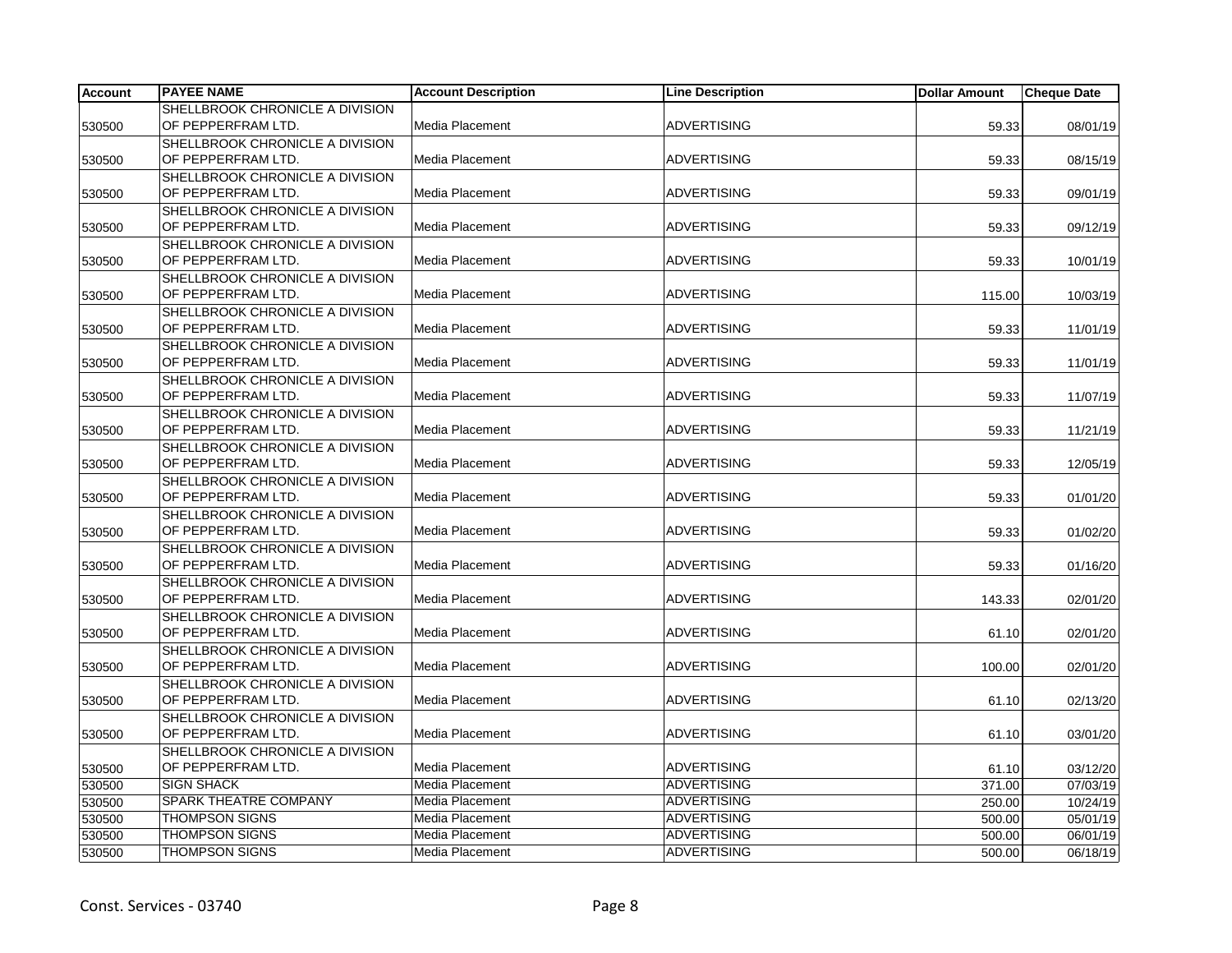| Account | PAYEE NAME | Account Description | Line Description | Dollar Amount | Cheque Date |
|---|---|---|---|---|---|
| 530500 | SHELLBROOK CHRONICLE A DIVISION OF PEPPERFRAM LTD. | Media Placement | ADVERTISING | 59.33 | 08/01/19 |
| 530500 | SHELLBROOK CHRONICLE A DIVISION OF PEPPERFRAM LTD. | Media Placement | ADVERTISING | 59.33 | 08/15/19 |
| 530500 | SHELLBROOK CHRONICLE A DIVISION OF PEPPERFRAM LTD. | Media Placement | ADVERTISING | 59.33 | 09/01/19 |
| 530500 | SHELLBROOK CHRONICLE A DIVISION OF PEPPERFRAM LTD. | Media Placement | ADVERTISING | 59.33 | 09/12/19 |
| 530500 | SHELLBROOK CHRONICLE A DIVISION OF PEPPERFRAM LTD. | Media Placement | ADVERTISING | 59.33 | 10/01/19 |
| 530500 | SHELLBROOK CHRONICLE A DIVISION OF PEPPERFRAM LTD. | Media Placement | ADVERTISING | 115.00 | 10/03/19 |
| 530500 | SHELLBROOK CHRONICLE A DIVISION OF PEPPERFRAM LTD. | Media Placement | ADVERTISING | 59.33 | 11/01/19 |
| 530500 | SHELLBROOK CHRONICLE A DIVISION OF PEPPERFRAM LTD. | Media Placement | ADVERTISING | 59.33 | 11/01/19 |
| 530500 | SHELLBROOK CHRONICLE A DIVISION OF PEPPERFRAM LTD. | Media Placement | ADVERTISING | 59.33 | 11/07/19 |
| 530500 | SHELLBROOK CHRONICLE A DIVISION OF PEPPERFRAM LTD. | Media Placement | ADVERTISING | 59.33 | 11/21/19 |
| 530500 | SHELLBROOK CHRONICLE A DIVISION OF PEPPERFRAM LTD. | Media Placement | ADVERTISING | 59.33 | 12/05/19 |
| 530500 | SHELLBROOK CHRONICLE A DIVISION OF PEPPERFRAM LTD. | Media Placement | ADVERTISING | 59.33 | 01/01/20 |
| 530500 | SHELLBROOK CHRONICLE A DIVISION OF PEPPERFRAM LTD. | Media Placement | ADVERTISING | 59.33 | 01/02/20 |
| 530500 | SHELLBROOK CHRONICLE A DIVISION OF PEPPERFRAM LTD. | Media Placement | ADVERTISING | 59.33 | 01/16/20 |
| 530500 | SHELLBROOK CHRONICLE A DIVISION OF PEPPERFRAM LTD. | Media Placement | ADVERTISING | 143.33 | 02/01/20 |
| 530500 | SHELLBROOK CHRONICLE A DIVISION OF PEPPERFRAM LTD. | Media Placement | ADVERTISING | 61.10 | 02/01/20 |
| 530500 | SHELLBROOK CHRONICLE A DIVISION OF PEPPERFRAM LTD. | Media Placement | ADVERTISING | 100.00 | 02/01/20 |
| 530500 | SHELLBROOK CHRONICLE A DIVISION OF PEPPERFRAM LTD. | Media Placement | ADVERTISING | 61.10 | 02/13/20 |
| 530500 | SHELLBROOK CHRONICLE A DIVISION OF PEPPERFRAM LTD. | Media Placement | ADVERTISING | 61.10 | 03/01/20 |
| 530500 | SHELLBROOK CHRONICLE A DIVISION OF PEPPERFRAM LTD. | Media Placement | ADVERTISING | 61.10 | 03/12/20 |
| 530500 | SIGN SHACK | Media Placement | ADVERTISING | 371.00 | 07/03/19 |
| 530500 | SPARK THEATRE COMPANY | Media Placement | ADVERTISING | 250.00 | 10/24/19 |
| 530500 | THOMPSON SIGNS | Media Placement | ADVERTISING | 500.00 | 05/01/19 |
| 530500 | THOMPSON SIGNS | Media Placement | ADVERTISING | 500.00 | 06/01/19 |
| 530500 | THOMPSON SIGNS | Media Placement | ADVERTISING | 500.00 | 06/18/19 |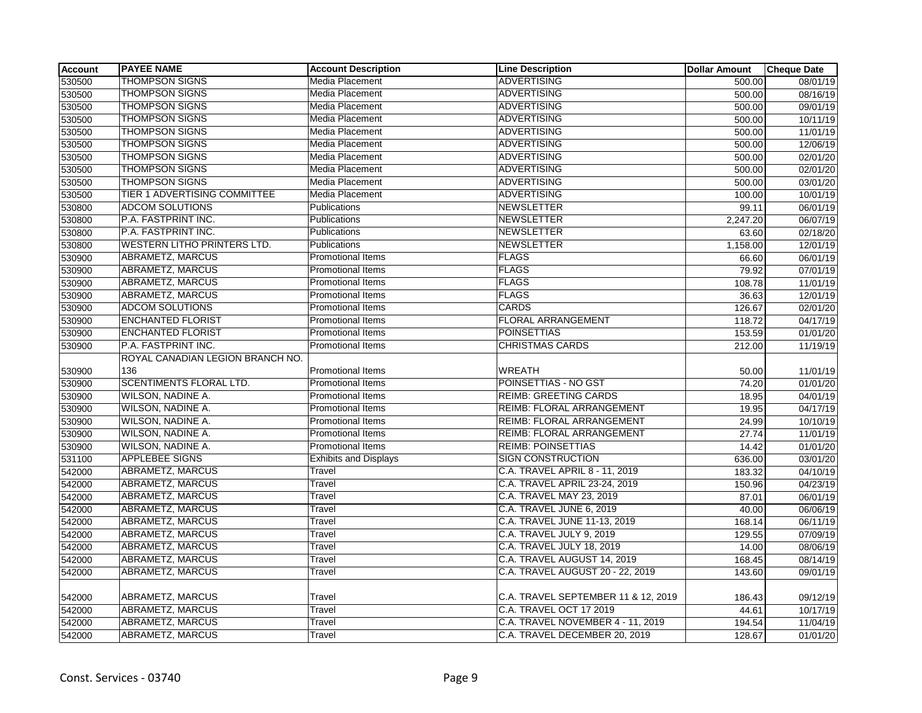| Account | PAYEE NAME | Account Description | Line Description | Dollar Amount | Cheque Date |
|---|---|---|---|---|---|
| 530500 | THOMPSON SIGNS | Media Placement | ADVERTISING | 500.00 | 08/01/19 |
| 530500 | THOMPSON SIGNS | Media Placement | ADVERTISING | 500.00 | 08/16/19 |
| 530500 | THOMPSON SIGNS | Media Placement | ADVERTISING | 500.00 | 09/01/19 |
| 530500 | THOMPSON SIGNS | Media Placement | ADVERTISING | 500.00 | 10/11/19 |
| 530500 | THOMPSON SIGNS | Media Placement | ADVERTISING | 500.00 | 11/01/19 |
| 530500 | THOMPSON SIGNS | Media Placement | ADVERTISING | 500.00 | 12/06/19 |
| 530500 | THOMPSON SIGNS | Media Placement | ADVERTISING | 500.00 | 02/01/20 |
| 530500 | THOMPSON SIGNS | Media Placement | ADVERTISING | 500.00 | 02/01/20 |
| 530500 | THOMPSON SIGNS | Media Placement | ADVERTISING | 500.00 | 03/01/20 |
| 530500 | TIER 1 ADVERTISING COMMITTEE | Media Placement | ADVERTISING | 100.00 | 10/01/19 |
| 530800 | ADCOM SOLUTIONS | Publications | NEWSLETTER | 99.11 | 06/01/19 |
| 530800 | P.A. FASTPRINT INC. | Publications | NEWSLETTER | 2,247.20 | 06/07/19 |
| 530800 | P.A. FASTPRINT INC. | Publications | NEWSLETTER | 63.60 | 02/18/20 |
| 530800 | WESTERN LITHO PRINTERS LTD. | Publications | NEWSLETTER | 1,158.00 | 12/01/19 |
| 530900 | ABRAMETZ, MARCUS | Promotional Items | FLAGS | 66.60 | 06/01/19 |
| 530900 | ABRAMETZ, MARCUS | Promotional Items | FLAGS | 79.92 | 07/01/19 |
| 530900 | ABRAMETZ, MARCUS | Promotional Items | FLAGS | 108.78 | 11/01/19 |
| 530900 | ABRAMETZ, MARCUS | Promotional Items | FLAGS | 36.63 | 12/01/19 |
| 530900 | ADCOM SOLUTIONS | Promotional Items | CARDS | 126.67 | 02/01/20 |
| 530900 | ENCHANTED FLORIST | Promotional Items | FLORAL ARRANGEMENT | 118.72 | 04/17/19 |
| 530900 | ENCHANTED FLORIST | Promotional Items | POINSETTIAS | 153.59 | 01/01/20 |
| 530900 | P.A. FASTPRINT INC. | Promotional Items | CHRISTMAS CARDS | 212.00 | 11/19/19 |
| 530900 | ROYAL CANADIAN LEGION BRANCH NO. 136 | Promotional Items | WREATH | 50.00 | 11/01/19 |
| 530900 | SCENTIMENTS FLORAL LTD. | Promotional Items | POINSETTIAS - NO GST | 74.20 | 01/01/20 |
| 530900 | WILSON, NADINE A. | Promotional Items | REIMB: GREETING CARDS | 18.95 | 04/01/19 |
| 530900 | WILSON, NADINE A. | Promotional Items | REIMB: FLORAL ARRANGEMENT | 19.95 | 04/17/19 |
| 530900 | WILSON, NADINE A. | Promotional Items | REIMB: FLORAL ARRANGEMENT | 24.99 | 10/10/19 |
| 530900 | WILSON, NADINE A. | Promotional Items | REIMB: FLORAL ARRANGEMENT | 27.74 | 11/01/19 |
| 530900 | WILSON, NADINE A. | Promotional Items | REIMB: POINSETTIAS | 14.42 | 01/01/20 |
| 531100 | APPLEBEE SIGNS | Exhibits and Displays | SIGN CONSTRUCTION | 636.00 | 03/01/20 |
| 542000 | ABRAMETZ, MARCUS | Travel | C.A. TRAVEL APRIL 8 - 11, 2019 | 183.32 | 04/10/19 |
| 542000 | ABRAMETZ, MARCUS | Travel | C.A. TRAVEL APRIL 23-24, 2019 | 150.96 | 04/23/19 |
| 542000 | ABRAMETZ, MARCUS | Travel | C.A. TRAVEL MAY 23, 2019 | 87.01 | 06/01/19 |
| 542000 | ABRAMETZ, MARCUS | Travel | C.A. TRAVEL JUNE 6, 2019 | 40.00 | 06/06/19 |
| 542000 | ABRAMETZ, MARCUS | Travel | C.A. TRAVEL JUNE 11-13, 2019 | 168.14 | 06/11/19 |
| 542000 | ABRAMETZ, MARCUS | Travel | C.A. TRAVEL JULY 9, 2019 | 129.55 | 07/09/19 |
| 542000 | ABRAMETZ, MARCUS | Travel | C.A. TRAVEL JULY 18, 2019 | 14.00 | 08/06/19 |
| 542000 | ABRAMETZ, MARCUS | Travel | C.A. TRAVEL AUGUST 14, 2019 | 168.45 | 08/14/19 |
| 542000 | ABRAMETZ, MARCUS | Travel | C.A. TRAVEL AUGUST 20 - 22, 2019 | 143.60 | 09/01/19 |
| 542000 | ABRAMETZ, MARCUS | Travel | C.A. TRAVEL SEPTEMBER 11 & 12, 2019 | 186.43 | 09/12/19 |
| 542000 | ABRAMETZ, MARCUS | Travel | C.A. TRAVEL OCT 17 2019 | 44.61 | 10/17/19 |
| 542000 | ABRAMETZ, MARCUS | Travel | C.A. TRAVEL NOVEMBER 4 - 11, 2019 | 194.54 | 11/04/19 |
| 542000 | ABRAMETZ, MARCUS | Travel | C.A. TRAVEL DECEMBER 20, 2019 | 128.67 | 01/01/20 |

Const. Services - 03740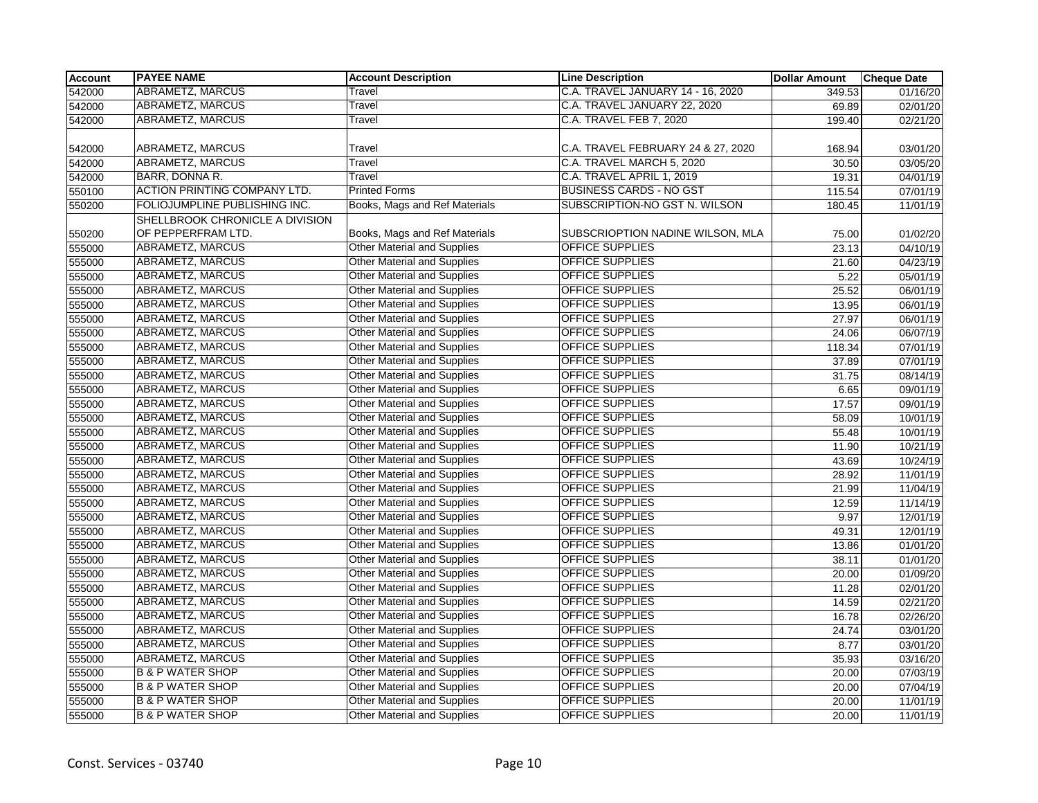| Account | PAYEE NAME | Account Description | Line Description | Dollar Amount | Cheque Date |
|---|---|---|---|---|---|
| 542000 | ABRAMETZ, MARCUS | Travel | C.A. TRAVEL JANUARY 14 - 16, 2020 | 349.53 | 01/16/20 |
| 542000 | ABRAMETZ, MARCUS | Travel | C.A. TRAVEL JANUARY 22, 2020 | 69.89 | 02/01/20 |
| 542000 | ABRAMETZ, MARCUS | Travel | C.A. TRAVEL FEB 7, 2020 | 199.40 | 02/21/20 |
| 542000 | ABRAMETZ, MARCUS | Travel | C.A. TRAVEL FEBRUARY 24 & 27, 2020 | 168.94 | 03/01/20 |
| 542000 | ABRAMETZ, MARCUS | Travel | C.A. TRAVEL MARCH 5, 2020 | 30.50 | 03/05/20 |
| 542000 | BARR, DONNA R. | Travel | C.A. TRAVEL APRIL 1, 2019 | 19.31 | 04/01/19 |
| 550100 | ACTION PRINTING COMPANY LTD. | Printed Forms | BUSINESS CARDS - NO GST | 115.54 | 07/01/19 |
| 550200 | FOLIOJUMPLINE PUBLISHING INC. | Books, Mags and Ref Materials | SUBSCRIPTION-NO GST N. WILSON | 180.45 | 11/01/19 |
| 550200 | SHELLBROOK CHRONICLE A DIVISION OF PEPPERFRAM LTD. | Books, Mags and Ref Materials | SUBSCRIOPTION NADINE WILSON, MLA | 75.00 | 01/02/20 |
| 555000 | ABRAMETZ, MARCUS | Other Material and Supplies | OFFICE SUPPLIES | 23.13 | 04/10/19 |
| 555000 | ABRAMETZ, MARCUS | Other Material and Supplies | OFFICE SUPPLIES | 21.60 | 04/23/19 |
| 555000 | ABRAMETZ, MARCUS | Other Material and Supplies | OFFICE SUPPLIES | 5.22 | 05/01/19 |
| 555000 | ABRAMETZ, MARCUS | Other Material and Supplies | OFFICE SUPPLIES | 25.52 | 06/01/19 |
| 555000 | ABRAMETZ, MARCUS | Other Material and Supplies | OFFICE SUPPLIES | 13.95 | 06/01/19 |
| 555000 | ABRAMETZ, MARCUS | Other Material and Supplies | OFFICE SUPPLIES | 27.97 | 06/01/19 |
| 555000 | ABRAMETZ, MARCUS | Other Material and Supplies | OFFICE SUPPLIES | 24.06 | 06/07/19 |
| 555000 | ABRAMETZ, MARCUS | Other Material and Supplies | OFFICE SUPPLIES | 118.34 | 07/01/19 |
| 555000 | ABRAMETZ, MARCUS | Other Material and Supplies | OFFICE SUPPLIES | 37.89 | 07/01/19 |
| 555000 | ABRAMETZ, MARCUS | Other Material and Supplies | OFFICE SUPPLIES | 31.75 | 08/14/19 |
| 555000 | ABRAMETZ, MARCUS | Other Material and Supplies | OFFICE SUPPLIES | 6.65 | 09/01/19 |
| 555000 | ABRAMETZ, MARCUS | Other Material and Supplies | OFFICE SUPPLIES | 17.57 | 09/01/19 |
| 555000 | ABRAMETZ, MARCUS | Other Material and Supplies | OFFICE SUPPLIES | 58.09 | 10/01/19 |
| 555000 | ABRAMETZ, MARCUS | Other Material and Supplies | OFFICE SUPPLIES | 55.48 | 10/01/19 |
| 555000 | ABRAMETZ, MARCUS | Other Material and Supplies | OFFICE SUPPLIES | 11.90 | 10/21/19 |
| 555000 | ABRAMETZ, MARCUS | Other Material and Supplies | OFFICE SUPPLIES | 43.69 | 10/24/19 |
| 555000 | ABRAMETZ, MARCUS | Other Material and Supplies | OFFICE SUPPLIES | 28.92 | 11/01/19 |
| 555000 | ABRAMETZ, MARCUS | Other Material and Supplies | OFFICE SUPPLIES | 21.99 | 11/04/19 |
| 555000 | ABRAMETZ, MARCUS | Other Material and Supplies | OFFICE SUPPLIES | 12.59 | 11/14/19 |
| 555000 | ABRAMETZ, MARCUS | Other Material and Supplies | OFFICE SUPPLIES | 9.97 | 12/01/19 |
| 555000 | ABRAMETZ, MARCUS | Other Material and Supplies | OFFICE SUPPLIES | 49.31 | 12/01/19 |
| 555000 | ABRAMETZ, MARCUS | Other Material and Supplies | OFFICE SUPPLIES | 13.86 | 01/01/20 |
| 555000 | ABRAMETZ, MARCUS | Other Material and Supplies | OFFICE SUPPLIES | 38.11 | 01/01/20 |
| 555000 | ABRAMETZ, MARCUS | Other Material and Supplies | OFFICE SUPPLIES | 20.00 | 01/09/20 |
| 555000 | ABRAMETZ, MARCUS | Other Material and Supplies | OFFICE SUPPLIES | 11.28 | 02/01/20 |
| 555000 | ABRAMETZ, MARCUS | Other Material and Supplies | OFFICE SUPPLIES | 14.59 | 02/21/20 |
| 555000 | ABRAMETZ, MARCUS | Other Material and Supplies | OFFICE SUPPLIES | 16.78 | 02/26/20 |
| 555000 | ABRAMETZ, MARCUS | Other Material and Supplies | OFFICE SUPPLIES | 24.74 | 03/01/20 |
| 555000 | ABRAMETZ, MARCUS | Other Material and Supplies | OFFICE SUPPLIES | 8.77 | 03/01/20 |
| 555000 | ABRAMETZ, MARCUS | Other Material and Supplies | OFFICE SUPPLIES | 35.93 | 03/16/20 |
| 555000 | B & P WATER SHOP | Other Material and Supplies | OFFICE SUPPLIES | 20.00 | 07/03/19 |
| 555000 | B & P WATER SHOP | Other Material and Supplies | OFFICE SUPPLIES | 20.00 | 07/04/19 |
| 555000 | B & P WATER SHOP | Other Material and Supplies | OFFICE SUPPLIES | 20.00 | 11/01/19 |
| 555000 | B & P WATER SHOP | Other Material and Supplies | OFFICE SUPPLIES | 20.00 | 11/01/19 |

Const. Services - 03740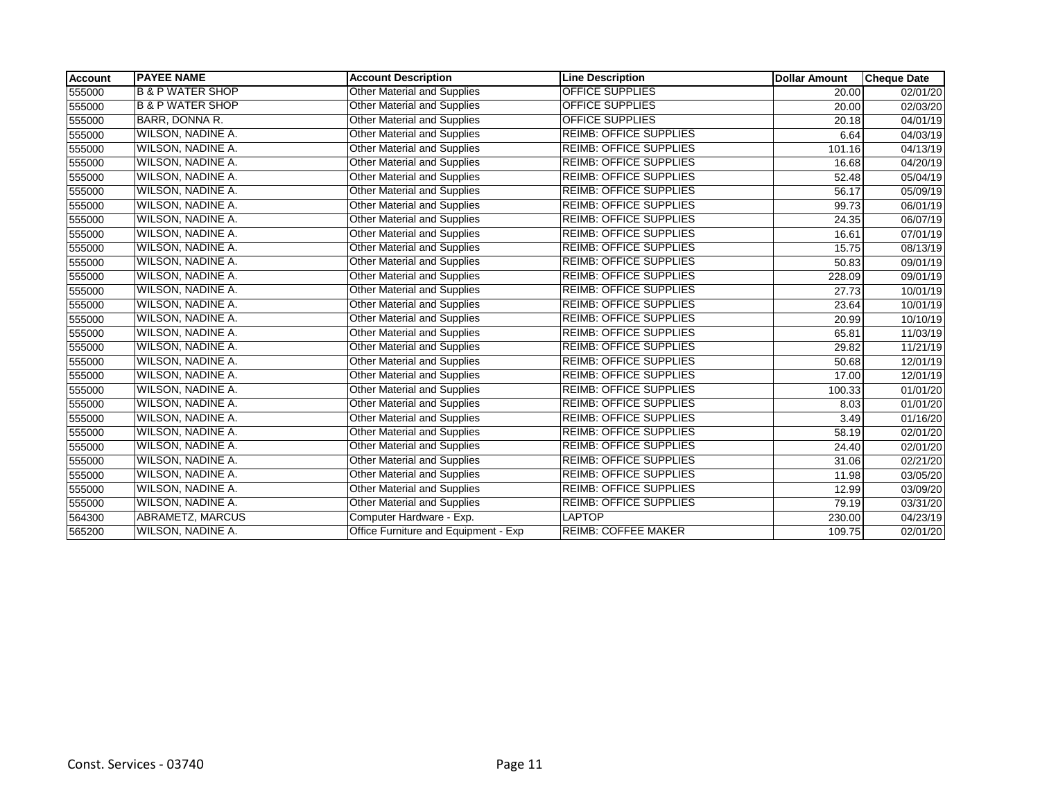| Account | PAYEE NAME | Account Description | Line Description | Dollar Amount | Cheque Date |
|---|---|---|---|---|---|
| 555000 | B & P WATER SHOP | Other Material and Supplies | OFFICE SUPPLIES | 20.00 | 02/01/20 |
| 555000 | B & P WATER SHOP | Other Material and Supplies | OFFICE SUPPLIES | 20.00 | 02/03/20 |
| 555000 | BARR, DONNA R. | Other Material and Supplies | OFFICE SUPPLIES | 20.18 | 04/01/19 |
| 555000 | WILSON, NADINE A. | Other Material and Supplies | REIMB: OFFICE SUPPLIES | 6.64 | 04/03/19 |
| 555000 | WILSON, NADINE A. | Other Material and Supplies | REIMB: OFFICE SUPPLIES | 101.16 | 04/13/19 |
| 555000 | WILSON, NADINE A. | Other Material and Supplies | REIMB: OFFICE SUPPLIES | 16.68 | 04/20/19 |
| 555000 | WILSON, NADINE A. | Other Material and Supplies | REIMB: OFFICE SUPPLIES | 52.48 | 05/04/19 |
| 555000 | WILSON, NADINE A. | Other Material and Supplies | REIMB: OFFICE SUPPLIES | 56.17 | 05/09/19 |
| 555000 | WILSON, NADINE A. | Other Material and Supplies | REIMB: OFFICE SUPPLIES | 99.73 | 06/01/19 |
| 555000 | WILSON, NADINE A. | Other Material and Supplies | REIMB: OFFICE SUPPLIES | 24.35 | 06/07/19 |
| 555000 | WILSON, NADINE A. | Other Material and Supplies | REIMB: OFFICE SUPPLIES | 16.61 | 07/01/19 |
| 555000 | WILSON, NADINE A. | Other Material and Supplies | REIMB: OFFICE SUPPLIES | 15.75 | 08/13/19 |
| 555000 | WILSON, NADINE A. | Other Material and Supplies | REIMB: OFFICE SUPPLIES | 50.83 | 09/01/19 |
| 555000 | WILSON, NADINE A. | Other Material and Supplies | REIMB: OFFICE SUPPLIES | 228.09 | 09/01/19 |
| 555000 | WILSON, NADINE A. | Other Material and Supplies | REIMB: OFFICE SUPPLIES | 27.73 | 10/01/19 |
| 555000 | WILSON, NADINE A. | Other Material and Supplies | REIMB: OFFICE SUPPLIES | 23.64 | 10/01/19 |
| 555000 | WILSON, NADINE A. | Other Material and Supplies | REIMB: OFFICE SUPPLIES | 20.99 | 10/10/19 |
| 555000 | WILSON, NADINE A. | Other Material and Supplies | REIMB: OFFICE SUPPLIES | 65.81 | 11/03/19 |
| 555000 | WILSON, NADINE A. | Other Material and Supplies | REIMB: OFFICE SUPPLIES | 29.82 | 11/21/19 |
| 555000 | WILSON, NADINE A. | Other Material and Supplies | REIMB: OFFICE SUPPLIES | 50.68 | 12/01/19 |
| 555000 | WILSON, NADINE A. | Other Material and Supplies | REIMB: OFFICE SUPPLIES | 17.00 | 12/01/19 |
| 555000 | WILSON, NADINE A. | Other Material and Supplies | REIMB: OFFICE SUPPLIES | 100.33 | 01/01/20 |
| 555000 | WILSON, NADINE A. | Other Material and Supplies | REIMB: OFFICE SUPPLIES | 8.03 | 01/01/20 |
| 555000 | WILSON, NADINE A. | Other Material and Supplies | REIMB: OFFICE SUPPLIES | 3.49 | 01/16/20 |
| 555000 | WILSON, NADINE A. | Other Material and Supplies | REIMB: OFFICE SUPPLIES | 58.19 | 02/01/20 |
| 555000 | WILSON, NADINE A. | Other Material and Supplies | REIMB: OFFICE SUPPLIES | 24.40 | 02/01/20 |
| 555000 | WILSON, NADINE A. | Other Material and Supplies | REIMB: OFFICE SUPPLIES | 31.06 | 02/21/20 |
| 555000 | WILSON, NADINE A. | Other Material and Supplies | REIMB: OFFICE SUPPLIES | 11.98 | 03/05/20 |
| 555000 | WILSON, NADINE A. | Other Material and Supplies | REIMB: OFFICE SUPPLIES | 12.99 | 03/09/20 |
| 555000 | WILSON, NADINE A. | Other Material and Supplies | REIMB: OFFICE SUPPLIES | 79.19 | 03/31/20 |
| 564300 | ABRAMETZ, MARCUS | Computer Hardware - Exp. | LAPTOP | 230.00 | 04/23/19 |
| 565200 | WILSON, NADINE A. | Office Furniture and Equipment - Exp | REIMB: COFFEE MAKER | 109.75 | 02/01/20 |

Const. Services - 03740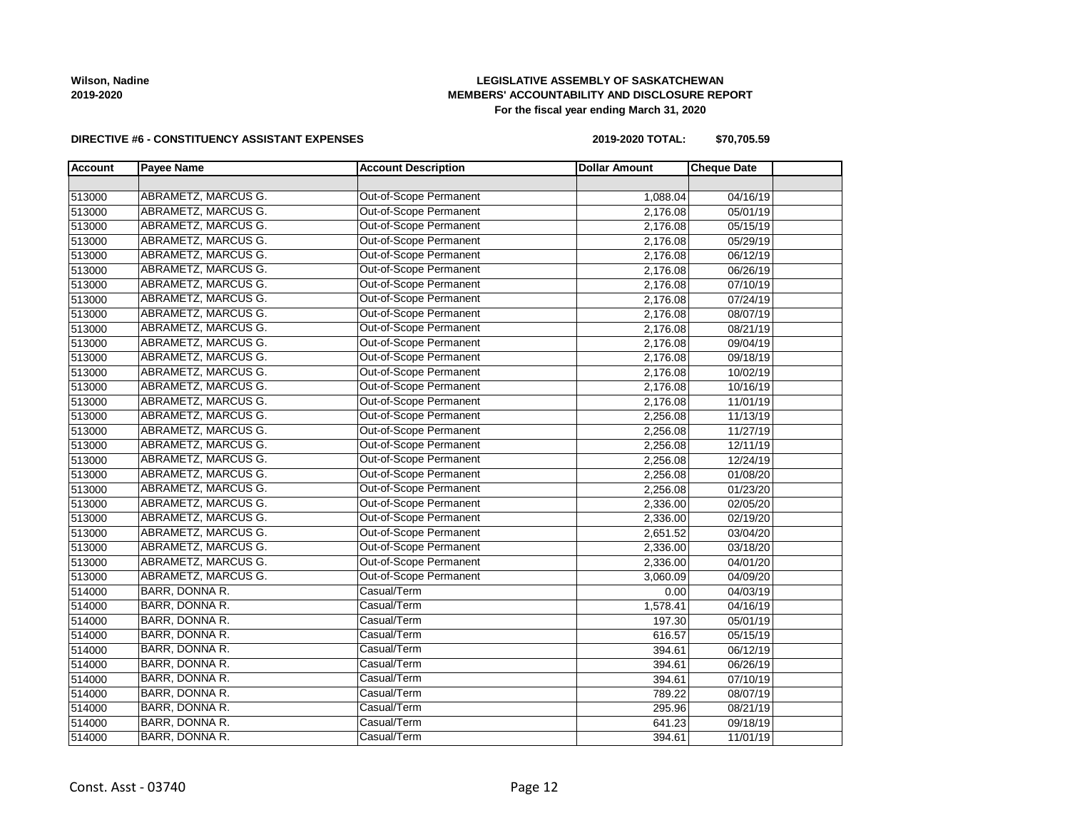**Wilson, Nadine**
**2019-2020**

**LEGISLATIVE ASSEMBLY OF SASKATCHEWAN**
**MEMBERS' ACCOUNTABILITY AND DISCLOSURE REPORT**
**For the fiscal year ending March 31, 2020**

**DIRECTIVE #6 - CONSTITUENCY ASSISTANT EXPENSES**

**2019-2020 TOTAL: $70,705.59**

| Account | Payee Name | Account Description | Dollar Amount | Cheque Date | |
|---|---|---|---|---|---|
| | | | | | |
| 513000 | ABRAMETZ, MARCUS G. | Out-of-Scope Permanent | 1,088.04 | 04/16/19 | |
| 513000 | ABRAMETZ, MARCUS G. | Out-of-Scope Permanent | 2,176.08 | 05/01/19 | |
| 513000 | ABRAMETZ, MARCUS G. | Out-of-Scope Permanent | 2,176.08 | 05/15/19 | |
| 513000 | ABRAMETZ, MARCUS G. | Out-of-Scope Permanent | 2,176.08 | 05/29/19 | |
| 513000 | ABRAMETZ, MARCUS G. | Out-of-Scope Permanent | 2,176.08 | 06/12/19 | |
| 513000 | ABRAMETZ, MARCUS G. | Out-of-Scope Permanent | 2,176.08 | 06/26/19 | |
| 513000 | ABRAMETZ, MARCUS G. | Out-of-Scope Permanent | 2,176.08 | 07/10/19 | |
| 513000 | ABRAMETZ, MARCUS G. | Out-of-Scope Permanent | 2,176.08 | 07/24/19 | |
| 513000 | ABRAMETZ, MARCUS G. | Out-of-Scope Permanent | 2,176.08 | 08/07/19 | |
| 513000 | ABRAMETZ, MARCUS G. | Out-of-Scope Permanent | 2,176.08 | 08/21/19 | |
| 513000 | ABRAMETZ, MARCUS G. | Out-of-Scope Permanent | 2,176.08 | 09/04/19 | |
| 513000 | ABRAMETZ, MARCUS G. | Out-of-Scope Permanent | 2,176.08 | 09/18/19 | |
| 513000 | ABRAMETZ, MARCUS G. | Out-of-Scope Permanent | 2,176.08 | 10/02/19 | |
| 513000 | ABRAMETZ, MARCUS G. | Out-of-Scope Permanent | 2,176.08 | 10/16/19 | |
| 513000 | ABRAMETZ, MARCUS G. | Out-of-Scope Permanent | 2,176.08 | 11/01/19 | |
| 513000 | ABRAMETZ, MARCUS G. | Out-of-Scope Permanent | 2,256.08 | 11/13/19 | |
| 513000 | ABRAMETZ, MARCUS G. | Out-of-Scope Permanent | 2,256.08 | 11/27/19 | |
| 513000 | ABRAMETZ, MARCUS G. | Out-of-Scope Permanent | 2,256.08 | 12/11/19 | |
| 513000 | ABRAMETZ, MARCUS G. | Out-of-Scope Permanent | 2,256.08 | 12/24/19 | |
| 513000 | ABRAMETZ, MARCUS G. | Out-of-Scope Permanent | 2,256.08 | 01/08/20 | |
| 513000 | ABRAMETZ, MARCUS G. | Out-of-Scope Permanent | 2,256.08 | 01/23/20 | |
| 513000 | ABRAMETZ, MARCUS G. | Out-of-Scope Permanent | 2,336.00 | 02/05/20 | |
| 513000 | ABRAMETZ, MARCUS G. | Out-of-Scope Permanent | 2,336.00 | 02/19/20 | |
| 513000 | ABRAMETZ, MARCUS G. | Out-of-Scope Permanent | 2,651.52 | 03/04/20 | |
| 513000 | ABRAMETZ, MARCUS G. | Out-of-Scope Permanent | 2,336.00 | 03/18/20 | |
| 513000 | ABRAMETZ, MARCUS G. | Out-of-Scope Permanent | 2,336.00 | 04/01/20 | |
| 513000 | ABRAMETZ, MARCUS G. | Out-of-Scope Permanent | 3,060.09 | 04/09/20 | |
| 514000 | BARR, DONNA R. | Casual/Term | 0.00 | 04/03/19 | |
| 514000 | BARR, DONNA R. | Casual/Term | 1,578.41 | 04/16/19 | |
| 514000 | BARR, DONNA R. | Casual/Term | 197.30 | 05/01/19 | |
| 514000 | BARR, DONNA R. | Casual/Term | 616.57 | 05/15/19 | |
| 514000 | BARR, DONNA R. | Casual/Term | 394.61 | 06/12/19 | |
| 514000 | BARR, DONNA R. | Casual/Term | 394.61 | 06/26/19 | |
| 514000 | BARR, DONNA R. | Casual/Term | 394.61 | 07/10/19 | |
| 514000 | BARR, DONNA R. | Casual/Term | 789.22 | 08/07/19 | |
| 514000 | BARR, DONNA R. | Casual/Term | 295.96 | 08/21/19 | |
| 514000 | BARR, DONNA R. | Casual/Term | 641.23 | 09/18/19 | |
| 514000 | BARR, DONNA R. | Casual/Term | 394.61 | 11/01/19 | |

Const. Asst - 03740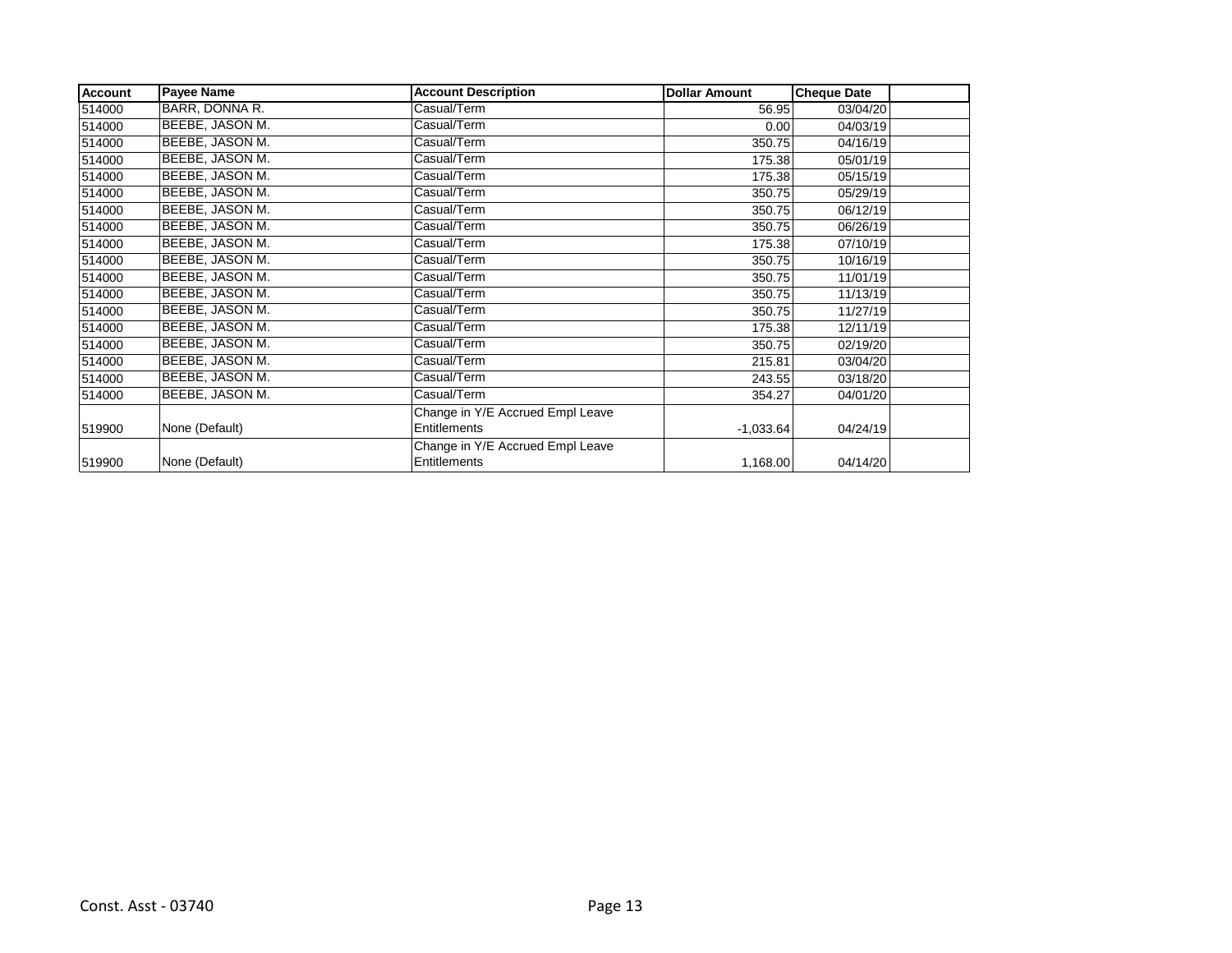| Account | Payee Name | Account Description | Dollar Amount | Cheque Date | |
|---|---|---|---|---|---|
| 514000 | BARR, DONNA R. | Casual/Term | 56.95 | 03/04/20 | |
| 514000 | BEEBE, JASON M. | Casual/Term | 0.00 | 04/03/19 | |
| 514000 | BEEBE, JASON M. | Casual/Term | 350.75 | 04/16/19 | |
| 514000 | BEEBE, JASON M. | Casual/Term | 175.38 | 05/01/19 | |
| 514000 | BEEBE, JASON M. | Casual/Term | 175.38 | 05/15/19 | |
| 514000 | BEEBE, JASON M. | Casual/Term | 350.75 | 05/29/19 | |
| 514000 | BEEBE, JASON M. | Casual/Term | 350.75 | 06/12/19 | |
| 514000 | BEEBE, JASON M. | Casual/Term | 350.75 | 06/26/19 | |
| 514000 | BEEBE, JASON M. | Casual/Term | 175.38 | 07/10/19 | |
| 514000 | BEEBE, JASON M. | Casual/Term | 350.75 | 10/16/19 | |
| 514000 | BEEBE, JASON M. | Casual/Term | 350.75 | 11/01/19 | |
| 514000 | BEEBE, JASON M. | Casual/Term | 350.75 | 11/13/19 | |
| 514000 | BEEBE, JASON M. | Casual/Term | 350.75 | 11/27/19 | |
| 514000 | BEEBE, JASON M. | Casual/Term | 175.38 | 12/11/19 | |
| 514000 | BEEBE, JASON M. | Casual/Term | 350.75 | 02/19/20 | |
| 514000 | BEEBE, JASON M. | Casual/Term | 215.81 | 03/04/20 | |
| 514000 | BEEBE, JASON M. | Casual/Term | 243.55 | 03/18/20 | |
| 514000 | BEEBE, JASON M. | Casual/Term | 354.27 | 04/01/20 | |
| 519900 | None (Default) | Change in Y/E Accrued Empl Leave Entitlements | -1,033.64 | 04/24/19 | |
| 519900 | None (Default) | Change in Y/E Accrued Empl Leave Entitlements | 1,168.00 | 04/14/20 | |

Const. Asst - 03740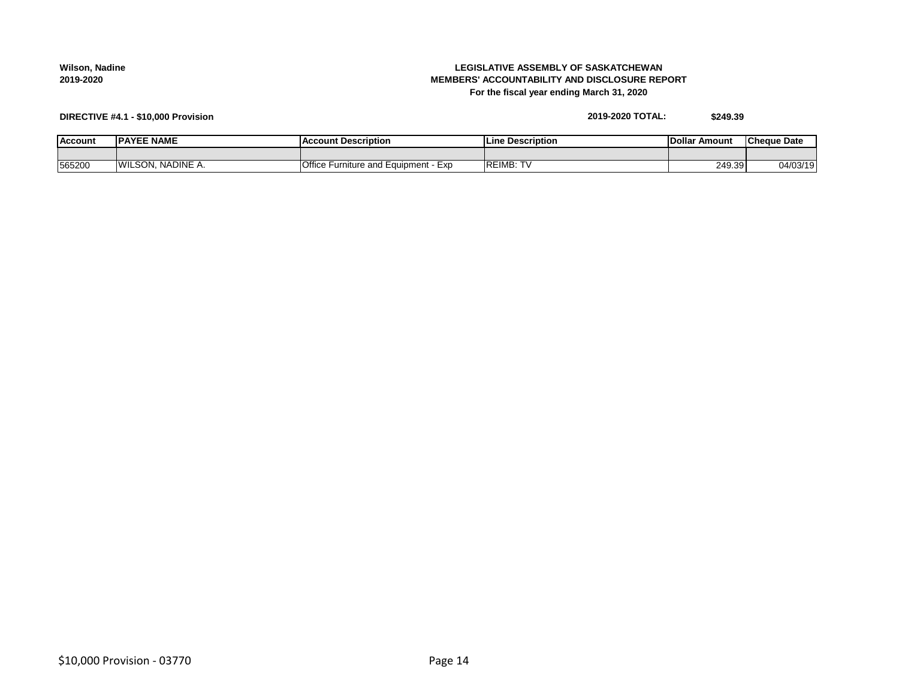**Wilson, Nadine**
**2019-2020**

**LEGISLATIVE ASSEMBLY OF SASKATCHEWAN**
**MEMBERS' ACCOUNTABILITY AND DISCLOSURE REPORT**
**For the fiscal year ending March 31, 2020**

**DIRECTIVE #4.1 - $10,000 Provision**

**2019-2020 TOTAL: $249.39**

| Account | PAYEE NAME | Account Description | Line Description | Dollar Amount | Cheque Date |
|---|---|---|---|---|---|
| | | | | | |
| 565200 | WILSON, NADINE A. | Office Furniture and Equipment - Exp | REIMB: TV | 249.39 | 04/03/19 |

$10,000 Provision - 03770